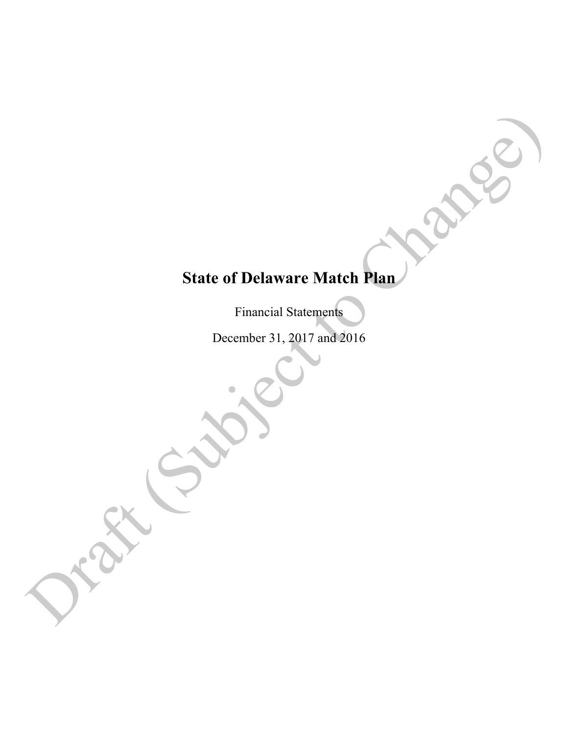# State of Delaware Match Plan

Financial Statements

December 31, 2017 and 2016

Draft (Subject to Change)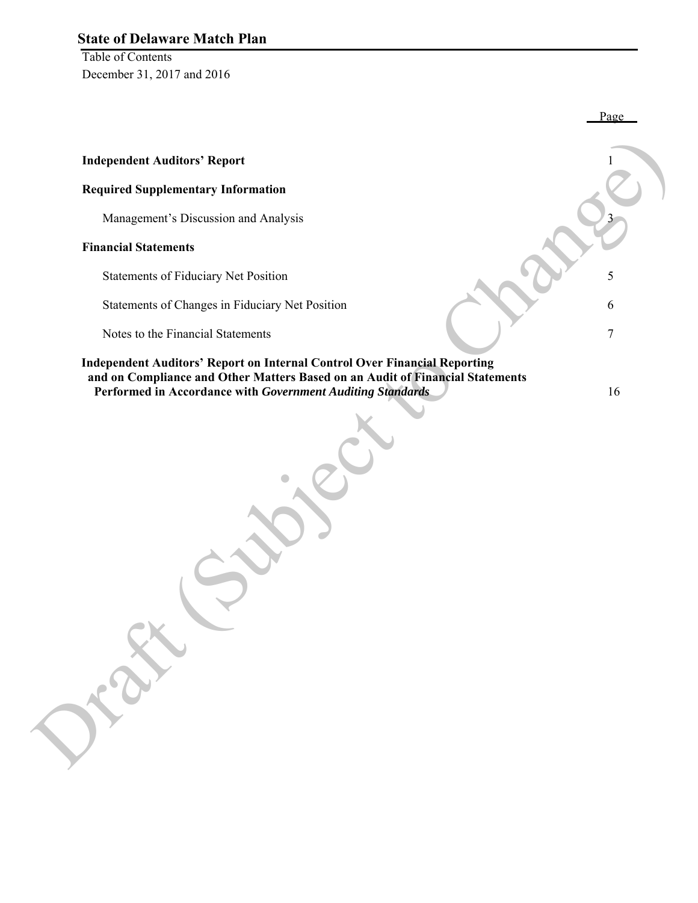# State of Delaware Match Plan

Table of Contents

December 31, 2017 and 2016

| | Page |
|---|---|
| **Independent Auditors' Report** | 1 |
| **Required Supplementary Information** | |
| Management's Discussion and Analysis | 3 |
| **Financial Statements** | |
| Statements of Fiduciary Net Position | 5 |
| Statements of Changes in Fiduciary Net Position | 6 |
| Notes to the Financial Statements | 7 |
| **Independent Auditors' Report on Internal Control Over Financial Reporting and on Compliance and Other Matters Based on an Audit of Financial Statements Performed in Accordance with *Government Auditing Standards*** | 16 |

Draft (Subject to Change)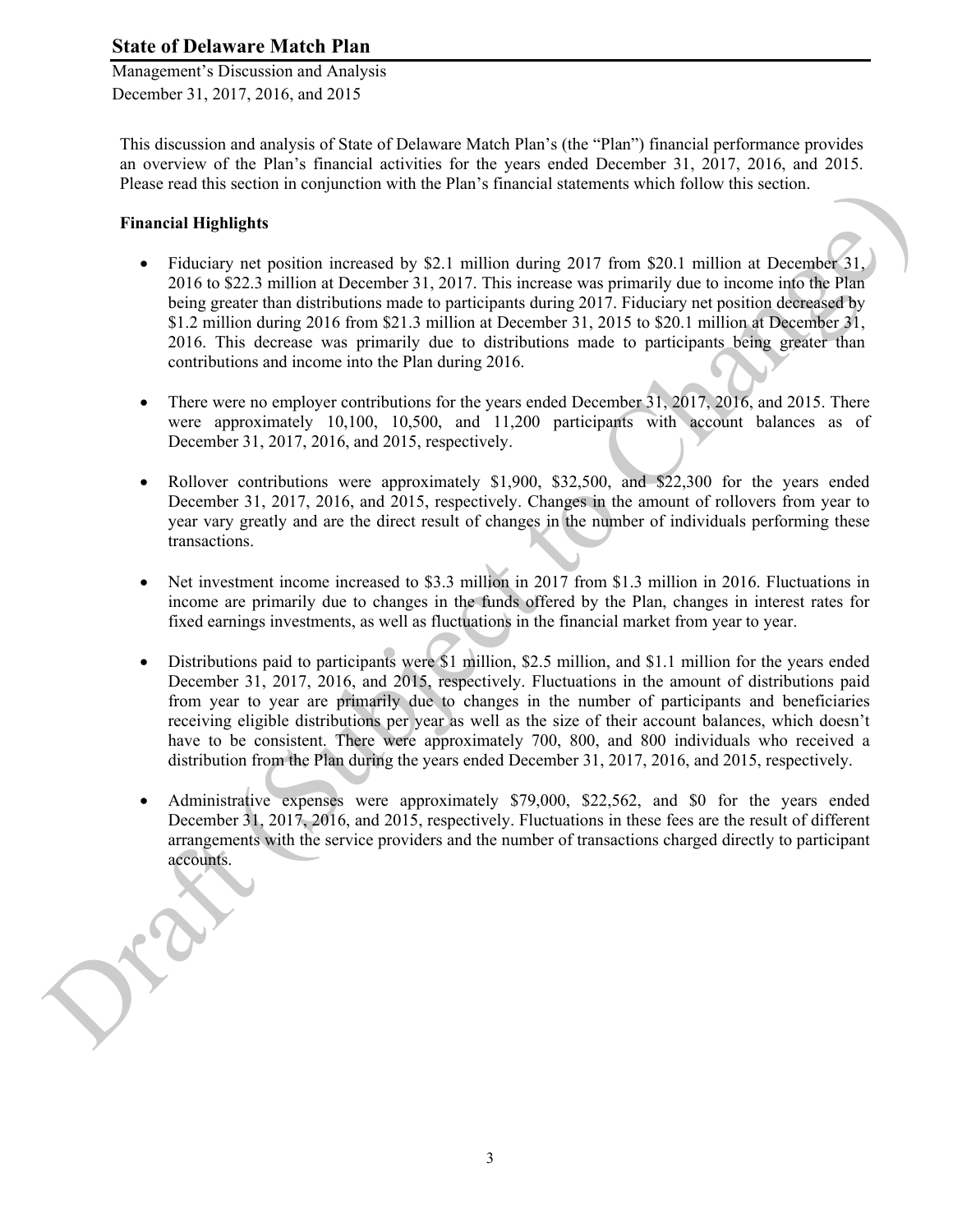# State of Delaware Match Plan

Management's Discussion and Analysis
December 31, 2017, 2016, and 2015

This discussion and analysis of State of Delaware Match Plan's (the "Plan") financial performance provides an overview of the Plan's financial activities for the years ended December 31, 2017, 2016, and 2015. Please read this section in conjunction with the Plan's financial statements which follow this section.

## Financial Highlights

- Fiduciary net position increased by $2.1 million during 2017 from $20.1 million at December 31, 2016 to $22.3 million at December 31, 2017. This increase was primarily due to income into the Plan being greater than distributions made to participants during 2017. Fiduciary net position decreased by $1.2 million during 2016 from $21.3 million at December 31, 2015 to $20.1 million at December 31, 2016. This decrease was primarily due to distributions made to participants being greater than contributions and income into the Plan during 2016.

- There were no employer contributions for the years ended December 31, 2017, 2016, and 2015. There were approximately 10,100, 10,500, and 11,200 participants with account balances as of December 31, 2017, 2016, and 2015, respectively.

- Rollover contributions were approximately $1,900, $32,500, and $22,300 for the years ended December 31, 2017, 2016, and 2015, respectively. Changes in the amount of rollovers from year to year vary greatly and are the direct result of changes in the number of individuals performing these transactions.

- Net investment income increased to $3.3 million in 2017 from $1.3 million in 2016. Fluctuations in income are primarily due to changes in the funds offered by the Plan, changes in interest rates for fixed earnings investments, as well as fluctuations in the financial market from year to year.

- Distributions paid to participants were $1 million, $2.5 million, and $1.1 million for the years ended December 31, 2017, 2016, and 2015, respectively. Fluctuations in the amount of distributions paid from year to year are primarily due to changes in the number of participants and beneficiaries receiving eligible distributions per year as well as the size of their account balances, which doesn't have to be consistent. There were approximately 700, 800, and 800 individuals who received a distribution from the Plan during the years ended December 31, 2017, 2016, and 2015, respectively.

- Administrative expenses were approximately $79,000, $22,562, and $0 for the years ended December 31, 2017, 2016, and 2015, respectively. Fluctuations in these fees are the result of different arrangements with the service providers and the number of transactions charged directly to participant accounts.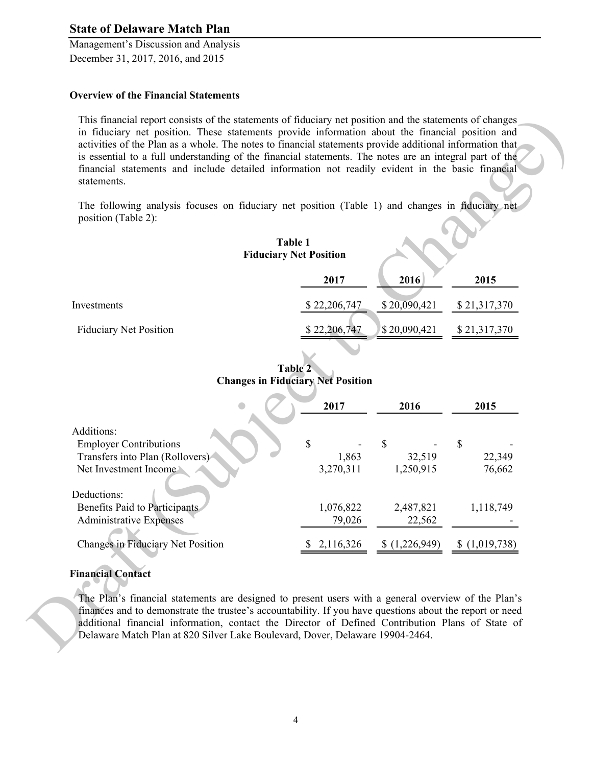# State of Delaware Match Plan

Management's Discussion and Analysis
December 31, 2017, 2016, and 2015

**Overview of the Financial Statements**

This financial report consists of the statements of fiduciary net position and the statements of changes in fiduciary net position. These statements provide information about the financial position and activities of the Plan as a whole. The notes to financial statements provide additional information that is essential to a full understanding of the financial statements. The notes are an integral part of the financial statements and include detailed information not readily evident in the basic financial statements.

The following analysis focuses on fiduciary net position (Table 1) and changes in fiduciary net position (Table 2):

**Table 1**
**Fiduciary Net Position**

| | 2017 | 2016 | 2015 |
|---|---|---|---|
| Investments | $ 22,206,747 | $ 20,090,421 | $ 21,317,370 |
| Fiduciary Net Position | $ 22,206,747 | $ 20,090,421 | $ 21,317,370 |

**Table 2**
**Changes in Fiduciary Net Position**

| | 2017 | 2016 | 2015 |
|---|---|---|---|
| Additions: | | | |
| Employer Contributions | $ - | $ - | $ - |
| Transfers into Plan (Rollovers) | 1,863 | 32,519 | 22,349 |
| Net Investment Income | 3,270,311 | 1,250,915 | 76,662 |
| Deductions: | | | |
| Benefits Paid to Participants | 1,076,822 | 2,487,821 | 1,118,749 |
| Administrative Expenses | 79,026 | 22,562 | - |
| Changes in Fiduciary Net Position | $ 2,116,326 | $ (1,226,949) | $ (1,019,738) |

**Financial Contact**

The Plan's financial statements are designed to present users with a general overview of the Plan's finances and to demonstrate the trustee's accountability. If you have questions about the report or need additional financial information, contact the Director of Defined Contribution Plans of State of Delaware Match Plan at 820 Silver Lake Boulevard, Dover, Delaware 19904-2464.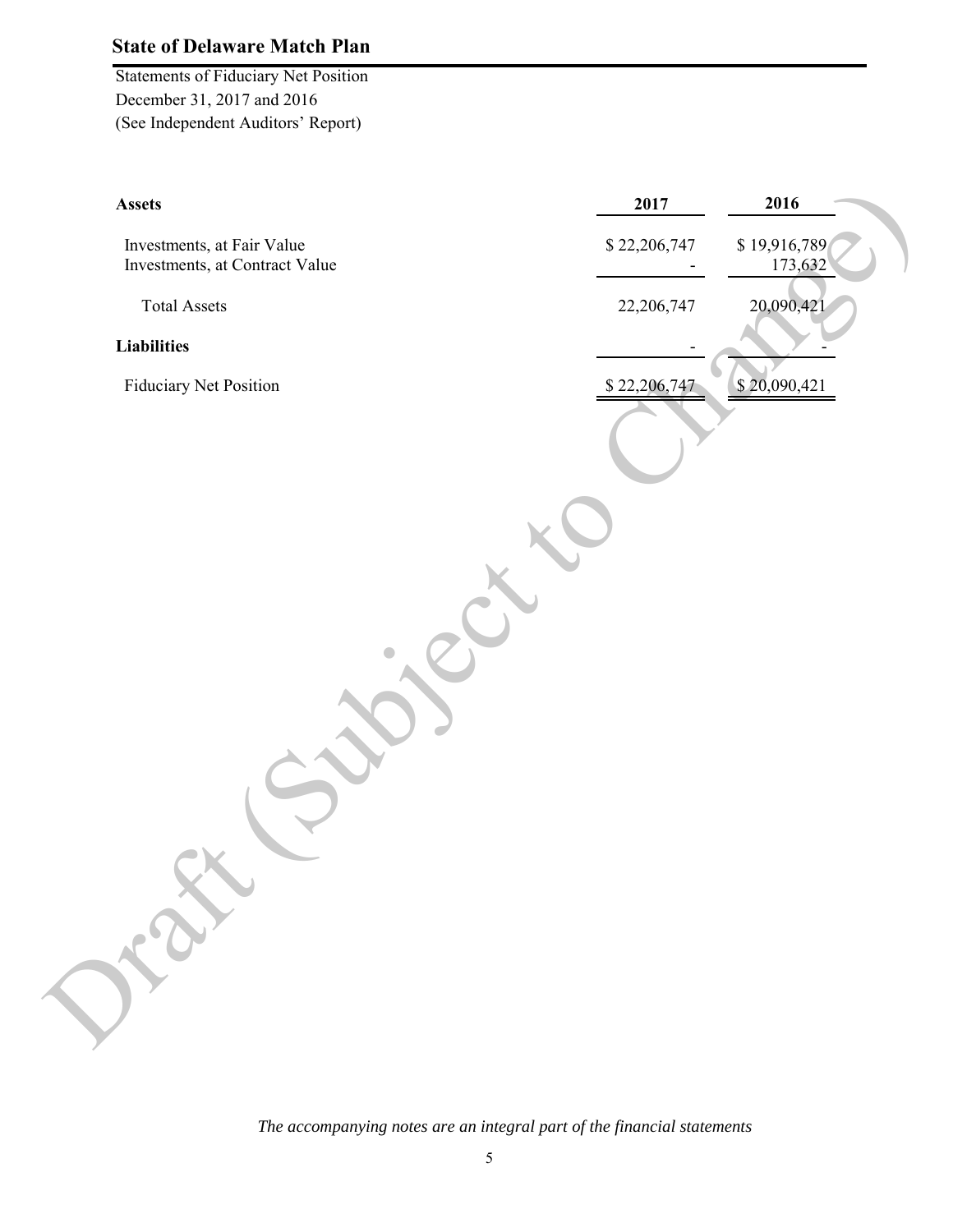# State of Delaware Match Plan

Statements of Fiduciary Net Position
December 31, 2017 and 2016
(See Independent Auditors' Report)

| **Assets** | **2017** | **2016** |
|---|---|---|
| Investments, at Fair Value | $ 22,206,747 | $ 19,916,789 |
| Investments, at Contract Value | - | 173,632 |
| Total Assets | 22,206,747 | 20,090,421 |
| **Liabilities** | - | - |
| Fiduciary Net Position | $ 22,206,747 | $ 20,090,421 |

*The accompanying notes are an integral part of the financial statements*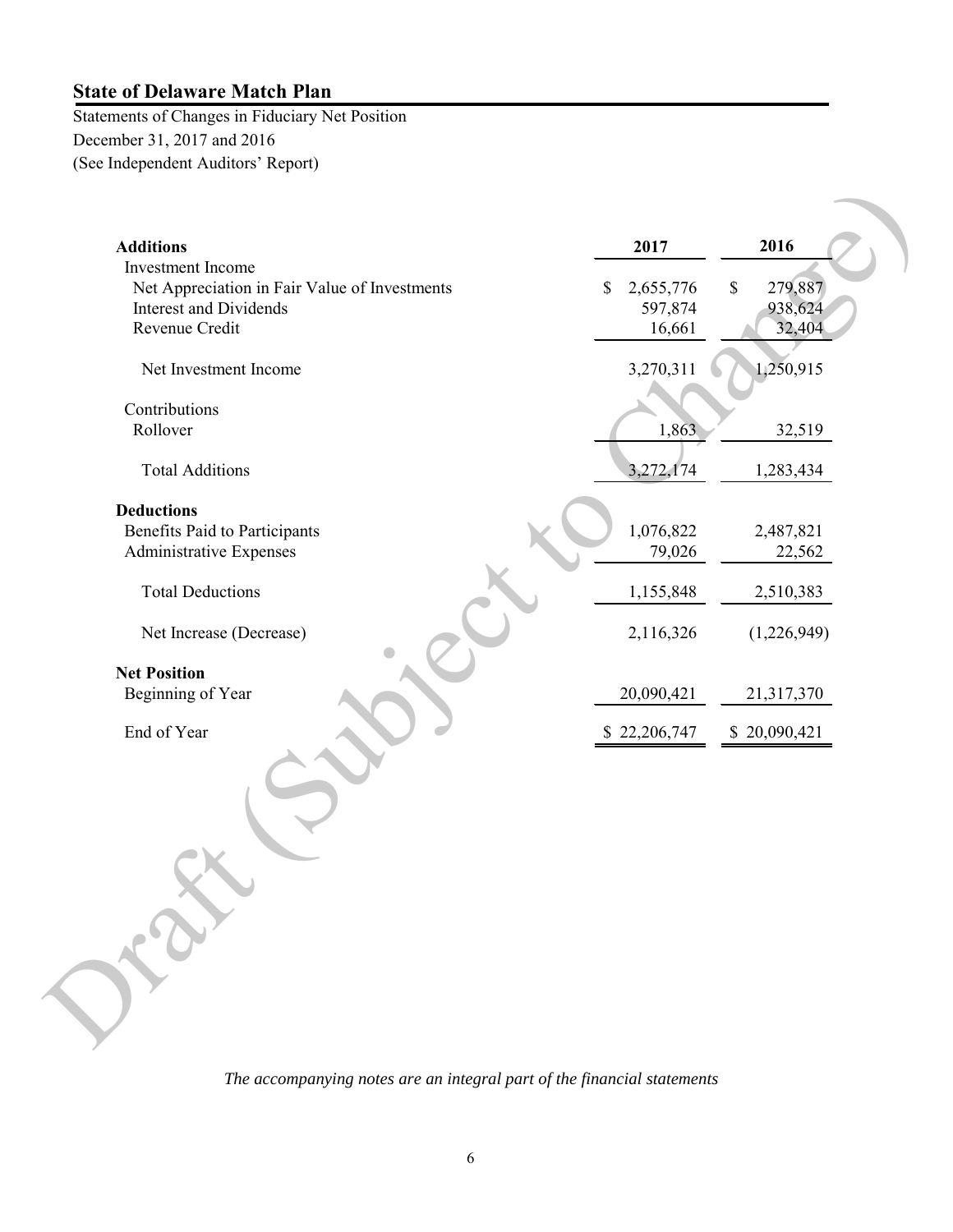# State of Delaware Match Plan

Statements of Changes in Fiduciary Net Position
December 31, 2017 and 2016
(See Independent Auditors' Report)

| | 2017 | 2016 |
|---|---|---|
| **Additions** | | |
| Investment Income | | |
| Net Appreciation in Fair Value of Investments | $ 2,655,776 | $ 279,887 |
| Interest and Dividends | 597,874 | 938,624 |
| Revenue Credit | 16,661 | 32,404 |
| Net Investment Income | 3,270,311 | 1,250,915 |
| Contributions | | |
| Rollover | 1,863 | 32,519 |
| Total Additions | 3,272,174 | 1,283,434 |
| **Deductions** | | |
| Benefits Paid to Participants | 1,076,822 | 2,487,821 |
| Administrative Expenses | 79,026 | 22,562 |
| Total Deductions | 1,155,848 | 2,510,383 |
| Net Increase (Decrease) | 2,116,326 | (1,226,949) |
| **Net Position** | | |
| Beginning of Year | 20,090,421 | 21,317,370 |
| End of Year | $ 22,206,747 | $ 20,090,421 |

*The accompanying notes are an integral part of the financial statements*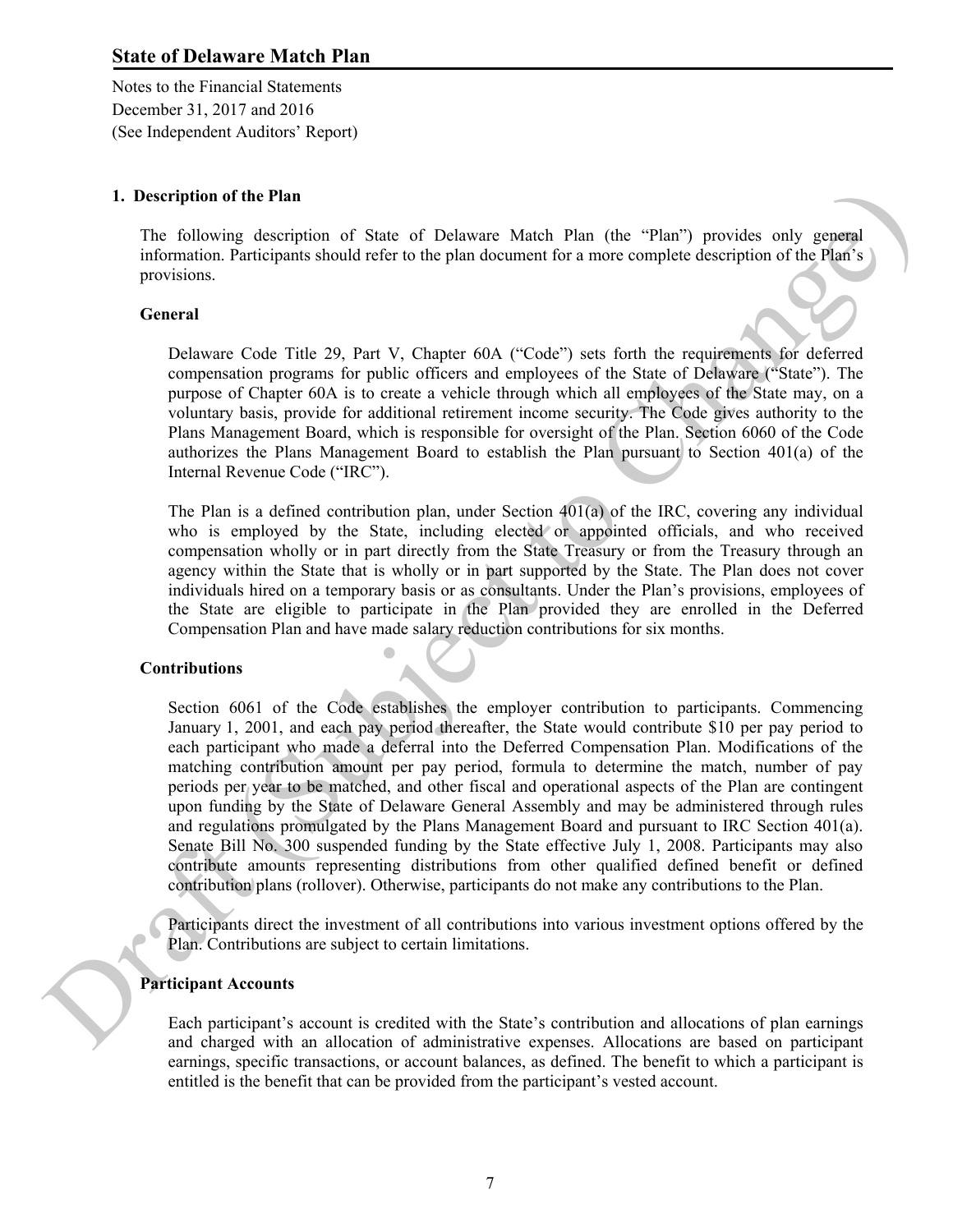# State of Delaware Match Plan

Notes to the Financial Statements
December 31, 2017 and 2016
(See Independent Auditors' Report)

## 1. Description of the Plan

The following description of State of Delaware Match Plan (the "Plan") provides only general information. Participants should refer to the plan document for a more complete description of the Plan's provisions.

### General

Delaware Code Title 29, Part V, Chapter 60A ("Code") sets forth the requirements for deferred compensation programs for public officers and employees of the State of Delaware ("State"). The purpose of Chapter 60A is to create a vehicle through which all employees of the State may, on a voluntary basis, provide for additional retirement income security. The Code gives authority to the Plans Management Board, which is responsible for oversight of the Plan. Section 6060 of the Code authorizes the Plans Management Board to establish the Plan pursuant to Section 401(a) of the Internal Revenue Code ("IRC").

The Plan is a defined contribution plan, under Section 401(a) of the IRC, covering any individual who is employed by the State, including elected or appointed officials, and who received compensation wholly or in part directly from the State Treasury or from the Treasury through an agency within the State that is wholly or in part supported by the State. The Plan does not cover individuals hired on a temporary basis or as consultants. Under the Plan's provisions, employees of the State are eligible to participate in the Plan provided they are enrolled in the Deferred Compensation Plan and have made salary reduction contributions for six months.

### Contributions

Section 6061 of the Code establishes the employer contribution to participants. Commencing January 1, 2001, and each pay period thereafter, the State would contribute $10 per pay period to each participant who made a deferral into the Deferred Compensation Plan. Modifications of the matching contribution amount per pay period, formula to determine the match, number of pay periods per year to be matched, and other fiscal and operational aspects of the Plan are contingent upon funding by the State of Delaware General Assembly and may be administered through rules and regulations promulgated by the Plans Management Board and pursuant to IRC Section 401(a). Senate Bill No. 300 suspended funding by the State effective July 1, 2008. Participants may also contribute amounts representing distributions from other qualified defined benefit or defined contribution plans (rollover). Otherwise, participants do not make any contributions to the Plan.

Participants direct the investment of all contributions into various investment options offered by the Plan. Contributions are subject to certain limitations.

### Participant Accounts

Each participant's account is credited with the State's contribution and allocations of plan earnings and charged with an allocation of administrative expenses. Allocations are based on participant earnings, specific transactions, or account balances, as defined. The benefit to which a participant is entitled is the benefit that can be provided from the participant's vested account.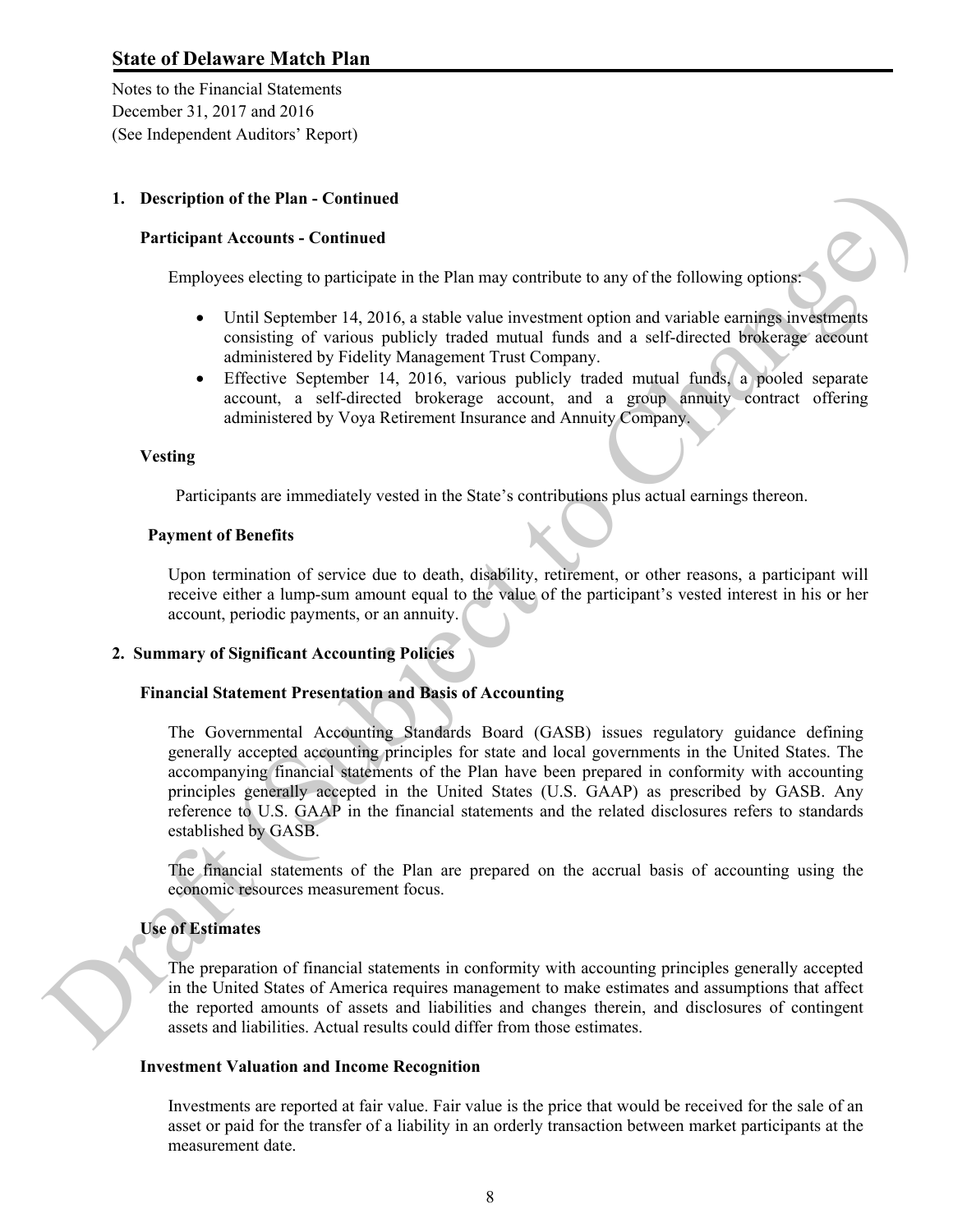**1. Description of the Plan - Continued**

**Participant Accounts - Continued**

Employees electing to participate in the Plan may contribute to any of the following options:

- Until September 14, 2016, a stable value investment option and variable earnings investments consisting of various publicly traded mutual funds and a self-directed brokerage account administered by Fidelity Management Trust Company.
- Effective September 14, 2016, various publicly traded mutual funds, a pooled separate account, a self-directed brokerage account, and a group annuity contract offering administered by Voya Retirement Insurance and Annuity Company.

**Vesting**

Participants are immediately vested in the State's contributions plus actual earnings thereon.

**Payment of Benefits**

Upon termination of service due to death, disability, retirement, or other reasons, a participant will receive either a lump-sum amount equal to the value of the participant's vested interest in his or her account, periodic payments, or an annuity.

**2. Summary of Significant Accounting Policies**

**Financial Statement Presentation and Basis of Accounting**

The Governmental Accounting Standards Board (GASB) issues regulatory guidance defining generally accepted accounting principles for state and local governments in the United States. The accompanying financial statements of the Plan have been prepared in conformity with accounting principles generally accepted in the United States (U.S. GAAP) as prescribed by GASB. Any reference to U.S. GAAP in the financial statements and the related disclosures refers to standards established by GASB.

The financial statements of the Plan are prepared on the accrual basis of accounting using the economic resources measurement focus.

**Use of Estimates**

The preparation of financial statements in conformity with accounting principles generally accepted in the United States of America requires management to make estimates and assumptions that affect the reported amounts of assets and liabilities and changes therein, and disclosures of contingent assets and liabilities. Actual results could differ from those estimates.

**Investment Valuation and Income Recognition**

Investments are reported at fair value. Fair value is the price that would be received for the sale of an asset or paid for the transfer of a liability in an orderly transaction between market participants at the measurement date.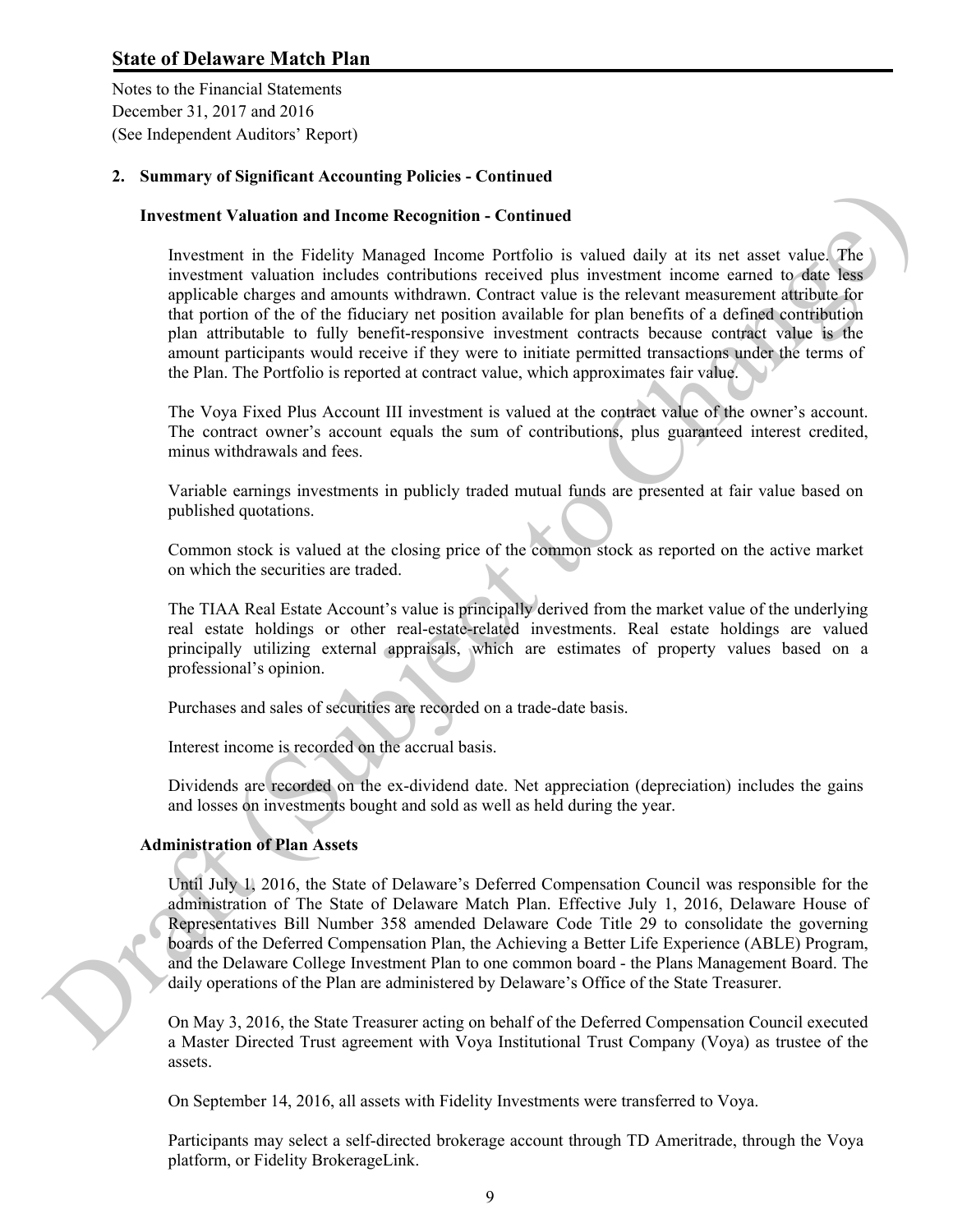## 2. Summary of Significant Accounting Policies - Continued

### Investment Valuation and Income Recognition - Continued

Investment in the Fidelity Managed Income Portfolio is valued daily at its net asset value. The investment valuation includes contributions received plus investment income earned to date less applicable charges and amounts withdrawn. Contract value is the relevant measurement attribute for that portion of the of the fiduciary net position available for plan benefits of a defined contribution plan attributable to fully benefit-responsive investment contracts because contract value is the amount participants would receive if they were to initiate permitted transactions under the terms of the Plan. The Portfolio is reported at contract value, which approximates fair value.

The Voya Fixed Plus Account III investment is valued at the contract value of the owner's account. The contract owner's account equals the sum of contributions, plus guaranteed interest credited, minus withdrawals and fees.

Variable earnings investments in publicly traded mutual funds are presented at fair value based on published quotations.

Common stock is valued at the closing price of the common stock as reported on the active market on which the securities are traded.

The TIAA Real Estate Account's value is principally derived from the market value of the underlying real estate holdings or other real-estate-related investments. Real estate holdings are valued principally utilizing external appraisals, which are estimates of property values based on a professional's opinion.

Purchases and sales of securities are recorded on a trade-date basis.

Interest income is recorded on the accrual basis.

Dividends are recorded on the ex-dividend date. Net appreciation (depreciation) includes the gains and losses on investments bought and sold as well as held during the year.

### Administration of Plan Assets

Until July 1, 2016, the State of Delaware's Deferred Compensation Council was responsible for the administration of The State of Delaware Match Plan. Effective July 1, 2016, Delaware House of Representatives Bill Number 358 amended Delaware Code Title 29 to consolidate the governing boards of the Deferred Compensation Plan, the Achieving a Better Life Experience (ABLE) Program, and the Delaware College Investment Plan to one common board - the Plans Management Board. The daily operations of the Plan are administered by Delaware's Office of the State Treasurer.

On May 3, 2016, the State Treasurer acting on behalf of the Deferred Compensation Council executed a Master Directed Trust agreement with Voya Institutional Trust Company (Voya) as trustee of the assets.

On September 14, 2016, all assets with Fidelity Investments were transferred to Voya.

Participants may select a self-directed brokerage account through TD Ameritrade, through the Voya platform, or Fidelity BrokerageLink.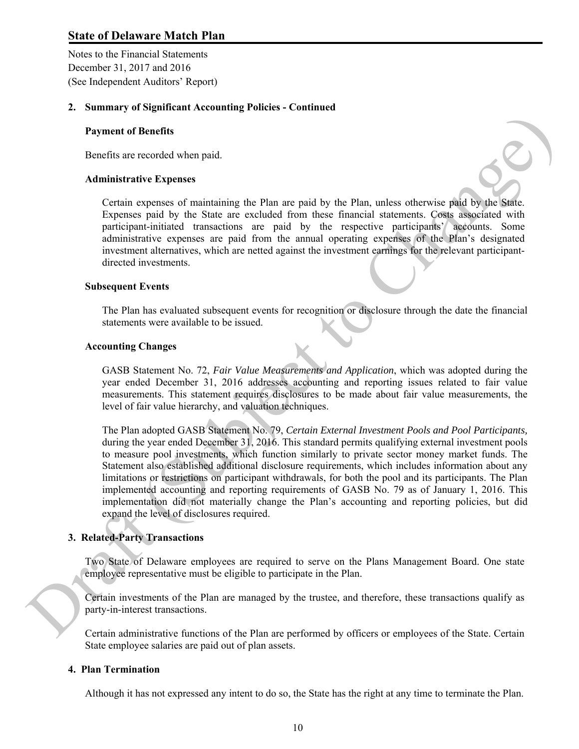## 2. Summary of Significant Accounting Policies - Continued

### Payment of Benefits

Benefits are recorded when paid.

### Administrative Expenses

Certain expenses of maintaining the Plan are paid by the Plan, unless otherwise paid by the State. Expenses paid by the State are excluded from these financial statements. Costs associated with participant-initiated transactions are paid by the respective participants' accounts. Some administrative expenses are paid from the annual operating expenses of the Plan's designated investment alternatives, which are netted against the investment earnings for the relevant participant-directed investments.

### Subsequent Events

The Plan has evaluated subsequent events for recognition or disclosure through the date the financial statements were available to be issued.

### Accounting Changes

GASB Statement No. 72, *Fair Value Measurements and Application*, which was adopted during the year ended December 31, 2016 addresses accounting and reporting issues related to fair value measurements. This statement requires disclosures to be made about fair value measurements, the level of fair value hierarchy, and valuation techniques.

The Plan adopted GASB Statement No. 79, *Certain External Investment Pools and Pool Participants,* during the year ended December 31, 2016. This standard permits qualifying external investment pools to measure pool investments, which function similarly to private sector money market funds. The Statement also established additional disclosure requirements, which includes information about any limitations or restrictions on participant withdrawals, for both the pool and its participants. The Plan implemented accounting and reporting requirements of GASB No. 79 as of January 1, 2016. This implementation did not materially change the Plan's accounting and reporting policies, but did expand the level of disclosures required.

## 3. Related-Party Transactions

Two State of Delaware employees are required to serve on the Plans Management Board. One state employee representative must be eligible to participate in the Plan.

Certain investments of the Plan are managed by the trustee, and therefore, these transactions qualify as party-in-interest transactions.

Certain administrative functions of the Plan are performed by officers or employees of the State. Certain State employee salaries are paid out of plan assets.

## 4. Plan Termination

Although it has not expressed any intent to do so, the State has the right at any time to terminate the Plan.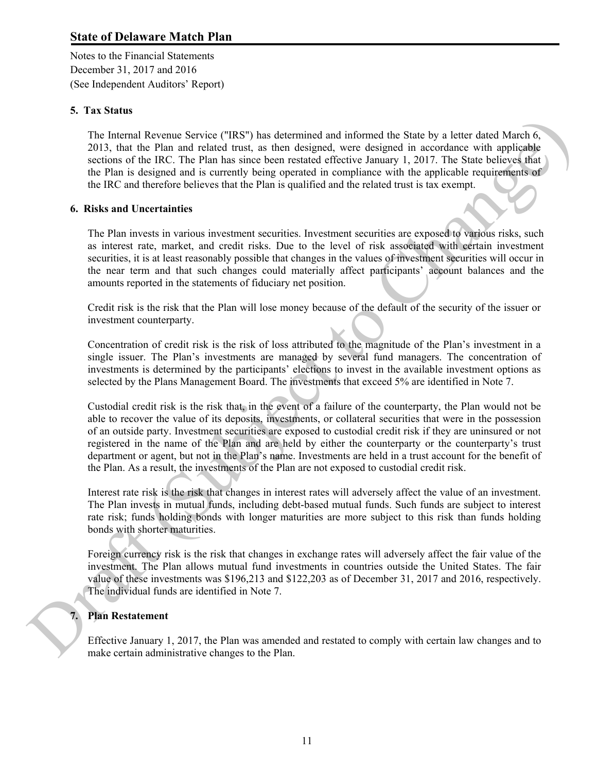## 5. Tax Status

The Internal Revenue Service ("IRS") has determined and informed the State by a letter dated March 6, 2013, that the Plan and related trust, as then designed, were designed in accordance with applicable sections of the IRC. The Plan has since been restated effective January 1, 2017. The State believes that the Plan is designed and is currently being operated in compliance with the applicable requirements of the IRC and therefore believes that the Plan is qualified and the related trust is tax exempt.

## 6. Risks and Uncertainties

The Plan invests in various investment securities. Investment securities are exposed to various risks, such as interest rate, market, and credit risks. Due to the level of risk associated with certain investment securities, it is at least reasonably possible that changes in the values of investment securities will occur in the near term and that such changes could materially affect participants' account balances and the amounts reported in the statements of fiduciary net position.

Credit risk is the risk that the Plan will lose money because of the default of the security of the issuer or investment counterparty.

Concentration of credit risk is the risk of loss attributed to the magnitude of the Plan's investment in a single issuer. The Plan's investments are managed by several fund managers. The concentration of investments is determined by the participants' elections to invest in the available investment options as selected by the Plans Management Board. The investments that exceed 5% are identified in Note 7.

Custodial credit risk is the risk that, in the event of a failure of the counterparty, the Plan would not be able to recover the value of its deposits, investments, or collateral securities that were in the possession of an outside party. Investment securities are exposed to custodial credit risk if they are uninsured or not registered in the name of the Plan and are held by either the counterparty or the counterparty's trust department or agent, but not in the Plan's name. Investments are held in a trust account for the benefit of the Plan. As a result, the investments of the Plan are not exposed to custodial credit risk.

Interest rate risk is the risk that changes in interest rates will adversely affect the value of an investment. The Plan invests in mutual funds, including debt-based mutual funds. Such funds are subject to interest rate risk; funds holding bonds with longer maturities are more subject to this risk than funds holding bonds with shorter maturities.

Foreign currency risk is the risk that changes in exchange rates will adversely affect the fair value of the investment. The Plan allows mutual fund investments in countries outside the United States. The fair value of these investments was $196,213 and $122,203 as of December 31, 2017 and 2016, respectively. The individual funds are identified in Note 7.

## 7. Plan Restatement

Effective January 1, 2017, the Plan was amended and restated to comply with certain law changes and to make certain administrative changes to the Plan.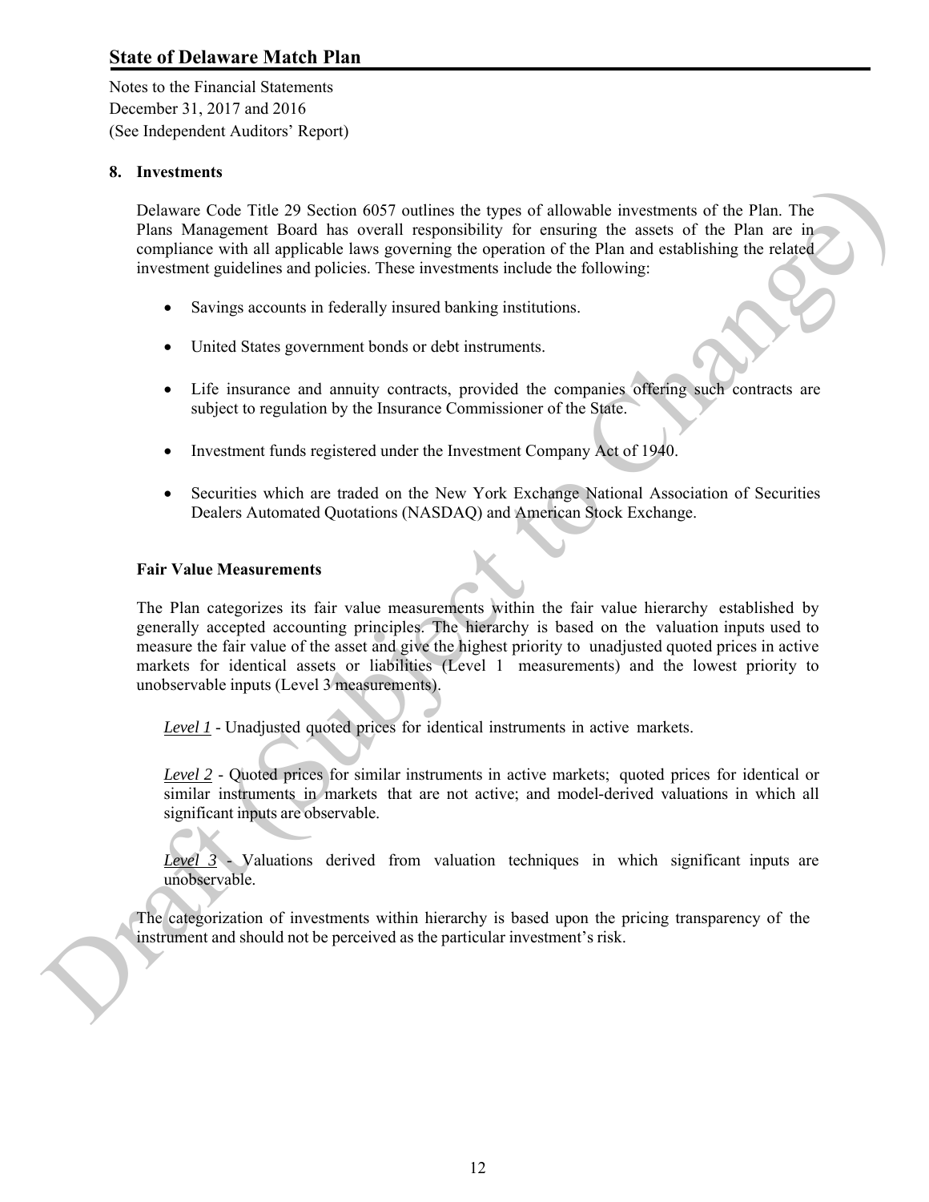## 8. Investments

Delaware Code Title 29 Section 6057 outlines the types of allowable investments of the Plan. The Plans Management Board has overall responsibility for ensuring the assets of the Plan are in compliance with all applicable laws governing the operation of the Plan and establishing the related investment guidelines and policies. These investments include the following:

- Savings accounts in federally insured banking institutions.
- United States government bonds or debt instruments.
- Life insurance and annuity contracts, provided the companies offering such contracts are subject to regulation by the Insurance Commissioner of the State.
- Investment funds registered under the Investment Company Act of 1940.
- Securities which are traded on the New York Exchange National Association of Securities Dealers Automated Quotations (NASDAQ) and American Stock Exchange.

### Fair Value Measurements

The Plan categorizes its fair value measurements within the fair value hierarchy established by generally accepted accounting principles. The hierarchy is based on the valuation inputs used to measure the fair value of the asset and give the highest priority to unadjusted quoted prices in active markets for identical assets or liabilities (Level 1 measurements) and the lowest priority to unobservable inputs (Level 3 measurements).

*Level 1* - Unadjusted quoted prices for identical instruments in active markets.

*Level 2* - Quoted prices for similar instruments in active markets; quoted prices for identical or similar instruments in markets that are not active; and model-derived valuations in which all significant inputs are observable.

*Level 3* - Valuations derived from valuation techniques in which significant inputs are unobservable.

The categorization of investments within hierarchy is based upon the pricing transparency of the instrument and should not be perceived as the particular investment's risk.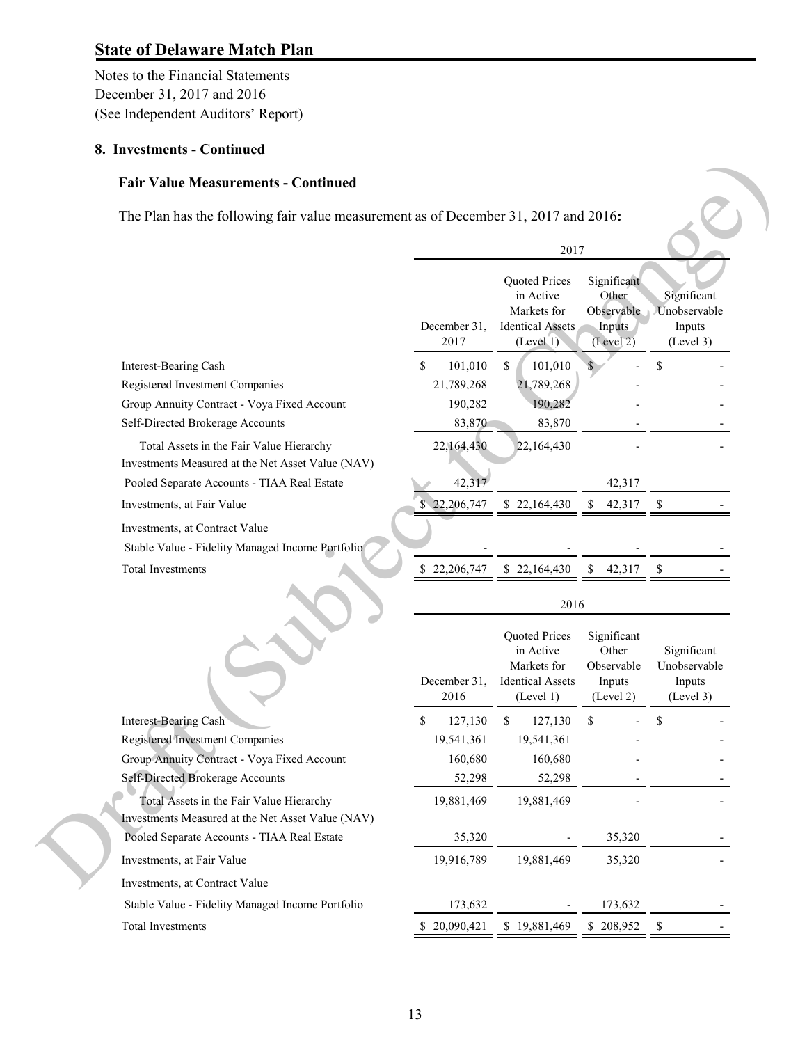## State of Delaware Match Plan

Notes to the Financial Statements
December 31, 2017 and 2016
(See Independent Auditors' Report)

### 8. Investments - Continued

#### Fair Value Measurements - Continued

The Plan has the following fair value measurement as of December 31, 2017 and 2016**:**

| | 2017 | | | |
|---|---|---|---|---|
| | December 31, 2017 | Quoted Prices in Active Markets for Identical Assets (Level 1) | Significant Other Observable Inputs (Level 2) | Significant Unobservable Inputs (Level 3) |
| Interest-Bearing Cash | $ 101,010 | $ 101,010 | $ - | $ - |
| Registered Investment Companies | 21,789,268 | 21,789,268 | - | - |
| Group Annuity Contract - Voya Fixed Account | 190,282 | 190,282 | - | - |
| Self-Directed Brokerage Accounts | 83,870 | 83,870 | - | - |
| Total Assets in the Fair Value Hierarchy | 22,164,430 | 22,164,430 | - | - |
| Investments Measured at the Net Asset Value (NAV) | | | | |
| Pooled Separate Accounts - TIAA Real Estate | 42,317 | | 42,317 | |
| Investments, at Fair Value | $ 22,206,747 | $ 22,164,430 | $ 42,317 | $ - |
| Investments, at Contract Value | | | | |
| Stable Value - Fidelity Managed Income Portfolio | - | - | - | - |
| Total Investments | $ 22,206,747 | $ 22,164,430 | $ 42,317 | $ - |

| | 2016 | | | |
|---|---|---|---|---|
| | December 31, 2016 | Quoted Prices in Active Markets for Identical Assets (Level 1) | Significant Other Observable Inputs (Level 2) | Significant Unobservable Inputs (Level 3) |
| Interest-Bearing Cash | $ 127,130 | $ 127,130 | $ - | $ - |
| Registered Investment Companies | 19,541,361 | 19,541,361 | - | - |
| Group Annuity Contract - Voya Fixed Account | 160,680 | 160,680 | - | - |
| Self-Directed Brokerage Accounts | 52,298 | 52,298 | - | - |
| Total Assets in the Fair Value Hierarchy | 19,881,469 | 19,881,469 | - | - |
| Investments Measured at the Net Asset Value (NAV) | | | | |
| Pooled Separate Accounts - TIAA Real Estate | 35,320 | - | 35,320 | - |
| Investments, at Fair Value | 19,916,789 | 19,881,469 | 35,320 | - |
| Investments, at Contract Value | | | | |
| Stable Value - Fidelity Managed Income Portfolio | 173,632 | - | 173,632 | - |
| Total Investments | $ 20,090,421 | $ 19,881,469 | $ 208,952 | $ - |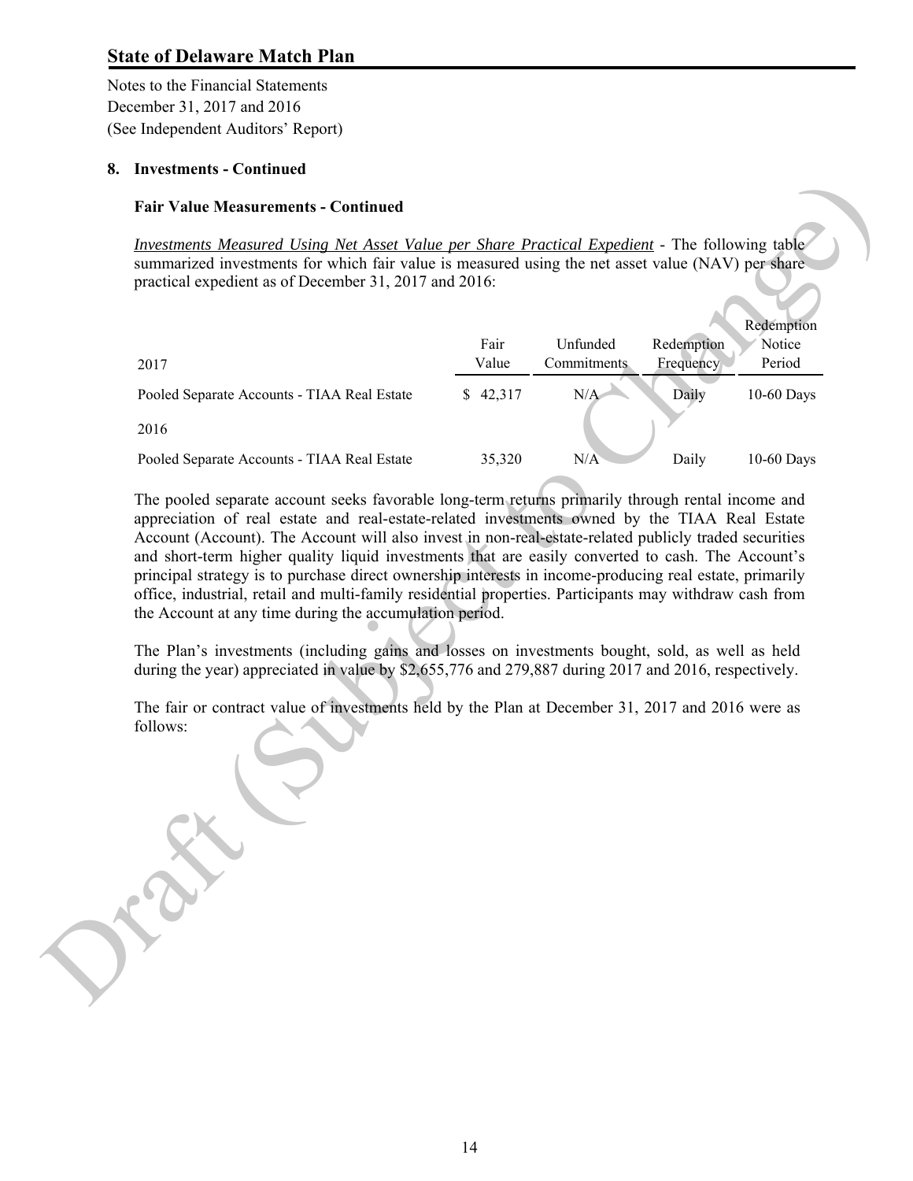# State of Delaware Match Plan

Notes to the Financial Statements
December 31, 2017 and 2016
(See Independent Auditors' Report)

## 8. Investments - Continued

### Fair Value Measurements - Continued

*Investments Measured Using Net Asset Value per Share Practical Expedient* - The following table summarized investments for which fair value is measured using the net asset value (NAV) per share practical expedient as of December 31, 2017 and 2016:

| 2017 | Fair Value | Unfunded Commitments | Redemption Frequency | Redemption Notice Period |
|---|---|---|---|---|
| Pooled Separate Accounts - TIAA Real Estate | $ 42,317 | N/A | Daily | 10-60 Days |
| 2016 | | | | |
| Pooled Separate Accounts - TIAA Real Estate | 35,320 | N/A | Daily | 10-60 Days |

The pooled separate account seeks favorable long-term returns primarily through rental income and appreciation of real estate and real-estate-related investments owned by the TIAA Real Estate Account (Account). The Account will also invest in non-real-estate-related publicly traded securities and short-term higher quality liquid investments that are easily converted to cash. The Account's principal strategy is to purchase direct ownership interests in income-producing real estate, primarily office, industrial, retail and multi-family residential properties. Participants may withdraw cash from the Account at any time during the accumulation period.

The Plan's investments (including gains and losses on investments bought, sold, as well as held during the year) appreciated in value by $2,655,776 and 279,887 during 2017 and 2016, respectively.

The fair or contract value of investments held by the Plan at December 31, 2017 and 2016 were as follows: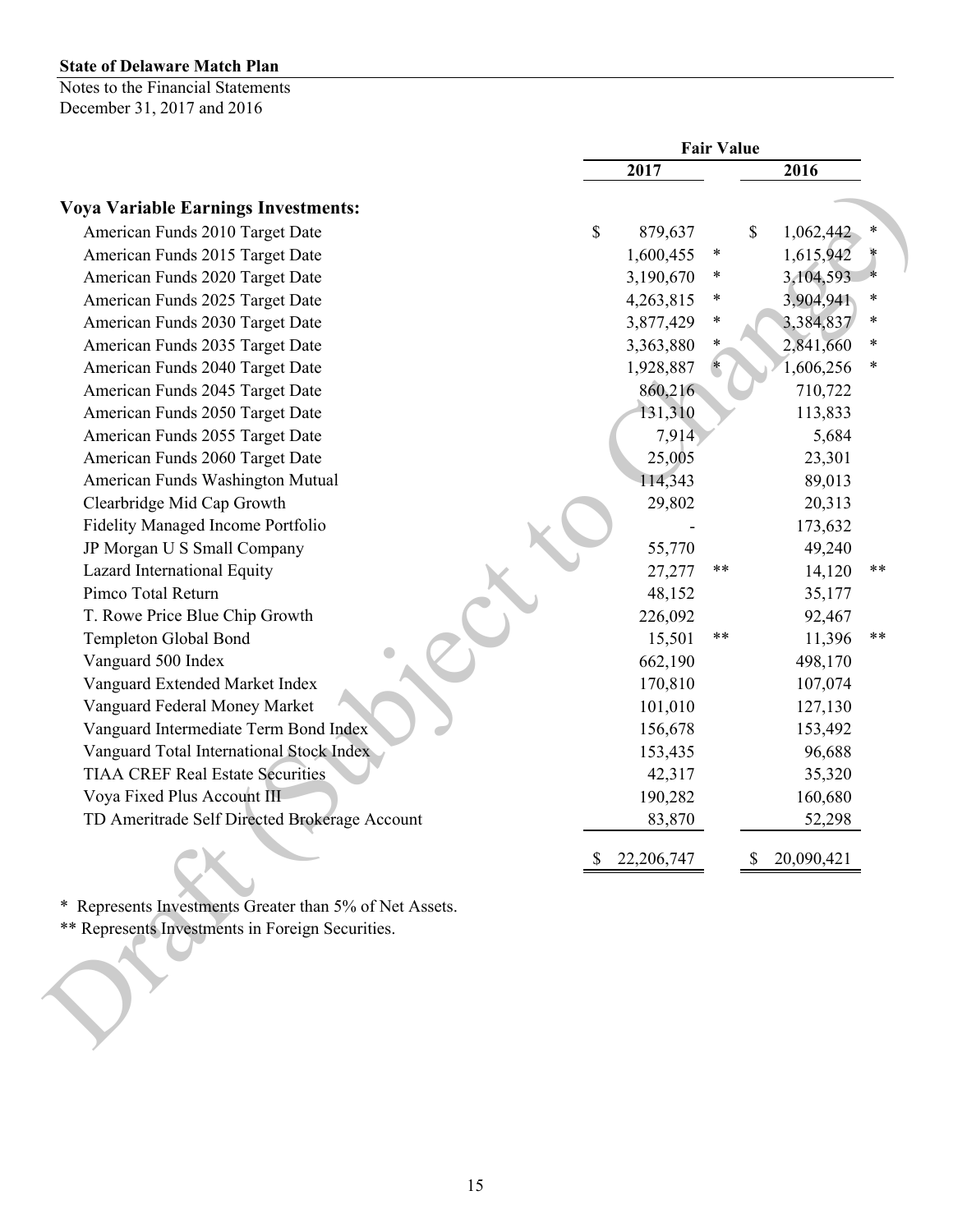**State of Delaware Match Plan**
Notes to the Financial Statements
December 31, 2017 and 2016

| | Fair Value | | | |
|---|---|---|---|---|
| | 2017 | | 2016 | |
| **Voya Variable Earnings Investments:** | | | | |
| American Funds 2010 Target Date | $ 879,637 | | $ 1,062,442 | * |
| American Funds 2015 Target Date | 1,600,455 | * | 1,615,942 | * |
| American Funds 2020 Target Date | 3,190,670 | * | 3,104,593 | * |
| American Funds 2025 Target Date | 4,263,815 | * | 3,904,941 | * |
| American Funds 2030 Target Date | 3,877,429 | * | 3,384,837 | * |
| American Funds 2035 Target Date | 3,363,880 | * | 2,841,660 | * |
| American Funds 2040 Target Date | 1,928,887 | * | 1,606,256 | * |
| American Funds 2045 Target Date | 860,216 | | 710,722 | |
| American Funds 2050 Target Date | 131,310 | | 113,833 | |
| American Funds 2055 Target Date | 7,914 | | 5,684 | |
| American Funds 2060 Target Date | 25,005 | | 23,301 | |
| American Funds Washington Mutual | 114,343 | | 89,013 | |
| Clearbridge Mid Cap Growth | 29,802 | | 20,313 | |
| Fidelity Managed Income Portfolio | - | | 173,632 | |
| JP Morgan U S Small Company | 55,770 | | 49,240 | |
| Lazard International Equity | 27,277 | ** | 14,120 | ** |
| Pimco Total Return | 48,152 | | 35,177 | |
| T. Rowe Price Blue Chip Growth | 226,092 | | 92,467 | |
| Templeton Global Bond | 15,501 | ** | 11,396 | ** |
| Vanguard 500 Index | 662,190 | | 498,170 | |
| Vanguard Extended Market Index | 170,810 | | 107,074 | |
| Vanguard Federal Money Market | 101,010 | | 127,130 | |
| Vanguard Intermediate Term Bond Index | 156,678 | | 153,492 | |
| Vanguard Total International Stock Index | 153,435 | | 96,688 | |
| TIAA CREF Real Estate Securities | 42,317 | | 35,320 | |
| Voya Fixed Plus Account III | 190,282 | | 160,680 | |
| TD Ameritrade Self Directed Brokerage Account | 83,870 | | 52,298 | |
| | $ 22,206,747 | | $ 20,090,421 | |

\* Represents Investments Greater than 5% of Net Assets.
** Represents Investments in Foreign Securities.